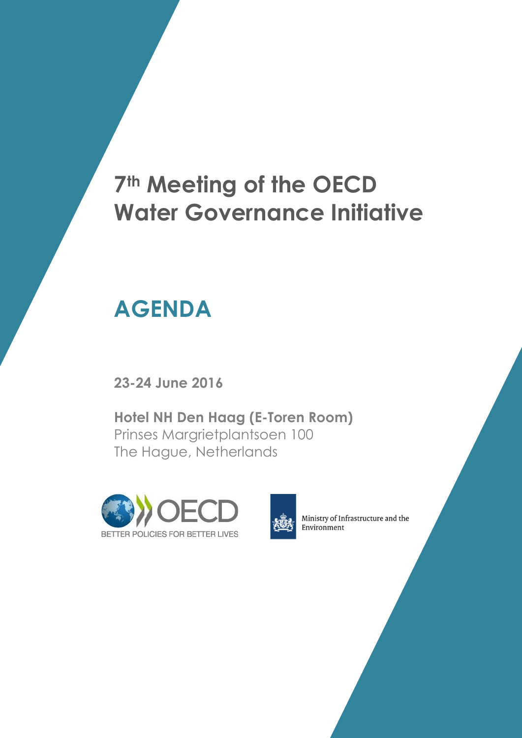# 7th Meeting of the OECD Water Governance Initiative

## AGENDA

**23-24 June 2016**

**Hotel NH Den Haag (E-Toren Room)**
Prinses Margrietplantsoen 100
The Hague, Netherlands

OECD BETTER POLICIES FOR BETTER LIVES

Ministry of Infrastructure and the Environment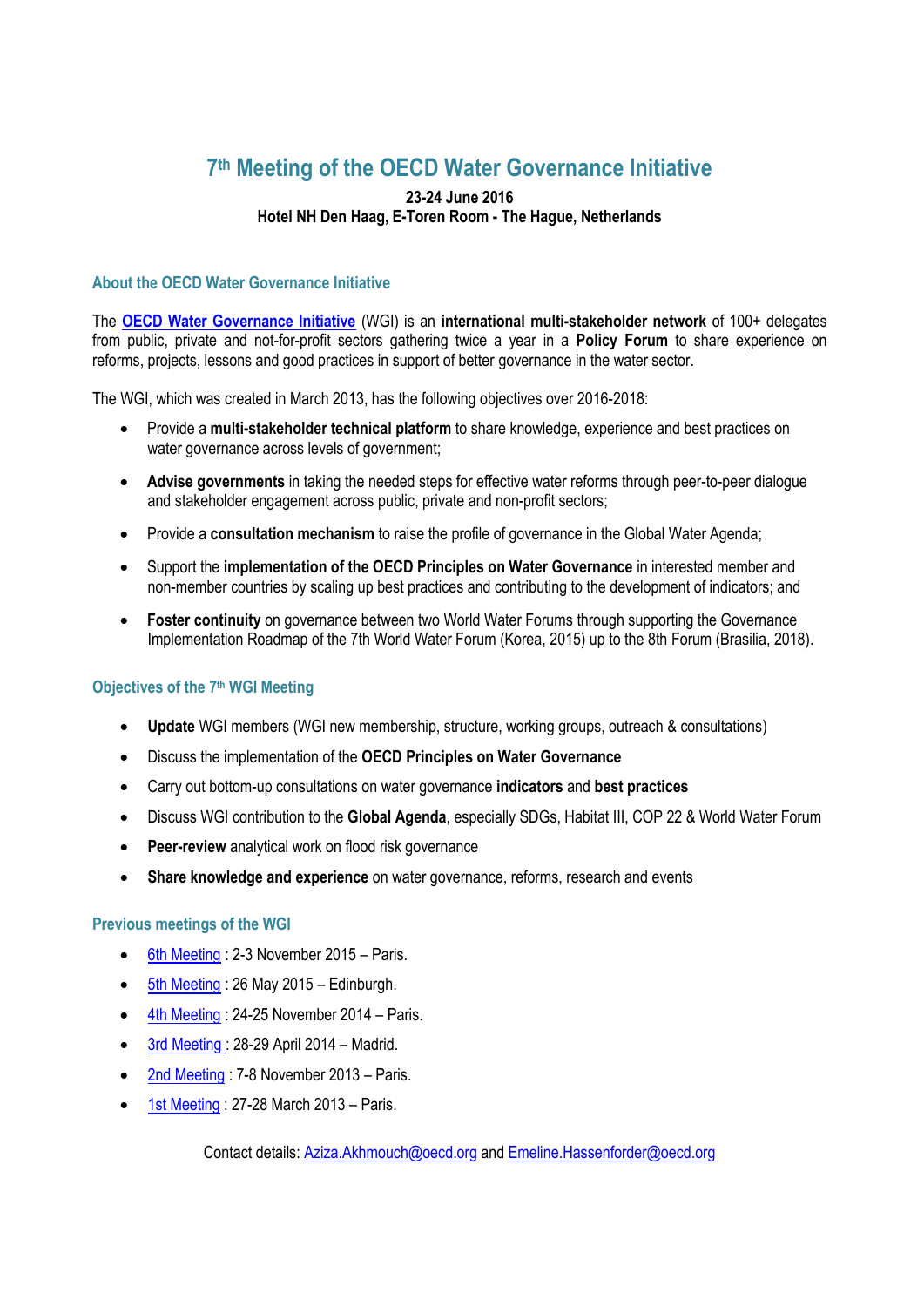# 7th Meeting of the OECD Water Governance Initiative

**23-24 June 2016**
**Hotel NH Den Haag, E-Toren Room - The Hague, Netherlands**

## About the OECD Water Governance Initiative

The **OECD Water Governance Initiative** (WGI) is an **international multi-stakeholder network** of 100+ delegates from public, private and not-for-profit sectors gathering twice a year in a **Policy Forum** to share experience on reforms, projects, lessons and good practices in support of better governance in the water sector.

The WGI, which was created in March 2013, has the following objectives over 2016-2018:

- Provide a **multi-stakeholder technical platform** to share knowledge, experience and best practices on water governance across levels of government;
- **Advise governments** in taking the needed steps for effective water reforms through peer-to-peer dialogue and stakeholder engagement across public, private and non-profit sectors;
- Provide a **consultation mechanism** to raise the profile of governance in the Global Water Agenda;
- Support the **implementation of the OECD Principles on Water Governance** in interested member and non-member countries by scaling up best practices and contributing to the development of indicators; and
- **Foster continuity** on governance between two World Water Forums through supporting the Governance Implementation Roadmap of the 7th World Water Forum (Korea, 2015) up to the 8th Forum (Brasilia, 2018).

## Objectives of the 7th WGI Meeting

- **Update** WGI members (WGI new membership, structure, working groups, outreach & consultations)
- Discuss the implementation of the **OECD Principles on Water Governance**
- Carry out bottom-up consultations on water governance **indicators** and **best practices**
- Discuss WGI contribution to the **Global Agenda**, especially SDGs, Habitat III, COP 22 & World Water Forum
- **Peer-review** analytical work on flood risk governance
- **Share knowledge and experience** on water governance, reforms, research and events

## Previous meetings of the WGI

- 6th Meeting : 2-3 November 2015 – Paris.
- 5th Meeting : 26 May 2015 – Edinburgh.
- 4th Meeting : 24-25 November 2014 – Paris.
- 3rd Meeting : 28-29 April 2014 – Madrid.
- 2nd Meeting : 7-8 November 2013 – Paris.
- 1st Meeting : 27-28 March 2013 – Paris.

Contact details: Aziza.Akhmouch@oecd.org and Emeline.Hassenforder@oecd.org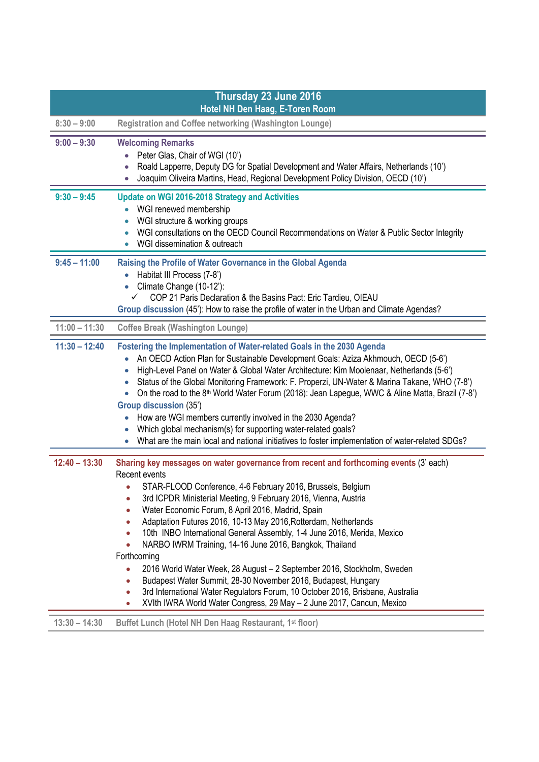| Thursday 23 June 2016 Hotel NH Den Haag, E-Toren Room | |
|---|---|
| 8:30 – 9:00 | Registration and Coffee networking (Washington Lounge) |
| 9:00 – 9:30 | **Welcoming Remarks**<br>• Peter Glas, Chair of WGI (10')<br>• Roald Lapperre, Deputy DG for Spatial Development and Water Affairs, Netherlands (10')<br>• Joaquim Oliveira Martins, Head, Regional Development Policy Division, OECD (10') |
| 9:30 – 9:45 | **Update on WGI 2016-2018 Strategy and Activities**<br>• WGI renewed membership<br>• WGI structure & working groups<br>• WGI consultations on the OECD Council Recommendations on Water & Public Sector Integrity<br>• WGI dissemination & outreach |
| 9:45 – 11:00 | **Raising the Profile of Water Governance in the Global Agenda**<br>• Habitat III Process (7-8')<br>• Climate Change (10-12'):<br>✓ COP 21 Paris Declaration & the Basins Pact: Eric Tardieu, OIEAU<br>**Group discussion** (45'): How to raise the profile of water in the Urban and Climate Agendas? |
| 11:00 – 11:30 | Coffee Break (Washington Lounge) |
| 11:30 – 12:40 | **Fostering the Implementation of Water-related Goals in the 2030 Agenda**<br>• An OECD Action Plan for Sustainable Development Goals: Aziza Akhmouch, OECD (5-6')<br>• High-Level Panel on Water & Global Water Architecture: Kim Moolenaar, Netherlands (5-6')<br>• Status of the Global Monitoring Framework: F. Properzi, UN-Water & Marina Takane, WHO (7-8')<br>• On the road to the 8th World Water Forum (2018): Jean Lapegue, WWC & Aline Matta, Brazil (7-8')<br>**Group discussion** (35')<br>• How are WGI members currently involved in the 2030 Agenda?<br>• Which global mechanism(s) for supporting water-related goals?<br>• What are the main local and national initiatives to foster implementation of water-related SDGs? |
| 12:40 – 13:30 | **Sharing key messages on water governance from recent and forthcoming events** (3' each)<br>Recent events<br>• STAR-FLOOD Conference, 4-6 February 2016, Brussels, Belgium<br>• 3rd ICPDR Ministerial Meeting, 9 February 2016, Vienna, Austria<br>• Water Economic Forum, 8 April 2016, Madrid, Spain<br>• Adaptation Futures 2016, 10-13 May 2016,Rotterdam, Netherlands<br>• 10th INBO International General Assembly, 1-4 June 2016, Merida, Mexico<br>• NARBO IWRM Training, 14-16 June 2016, Bangkok, Thailand<br>Forthcoming<br>• 2016 World Water Week, 28 August – 2 September 2016, Stockholm, Sweden<br>• Budapest Water Summit, 28-30 November 2016, Budapest, Hungary<br>• 3rd International Water Regulators Forum, 10 October 2016, Brisbane, Australia<br>• XVIth IWRA World Water Congress, 29 May – 2 June 2017, Cancun, Mexico |
| 13:30 – 14:30 | Buffet Lunch (Hotel NH Den Haag Restaurant, 1st floor) |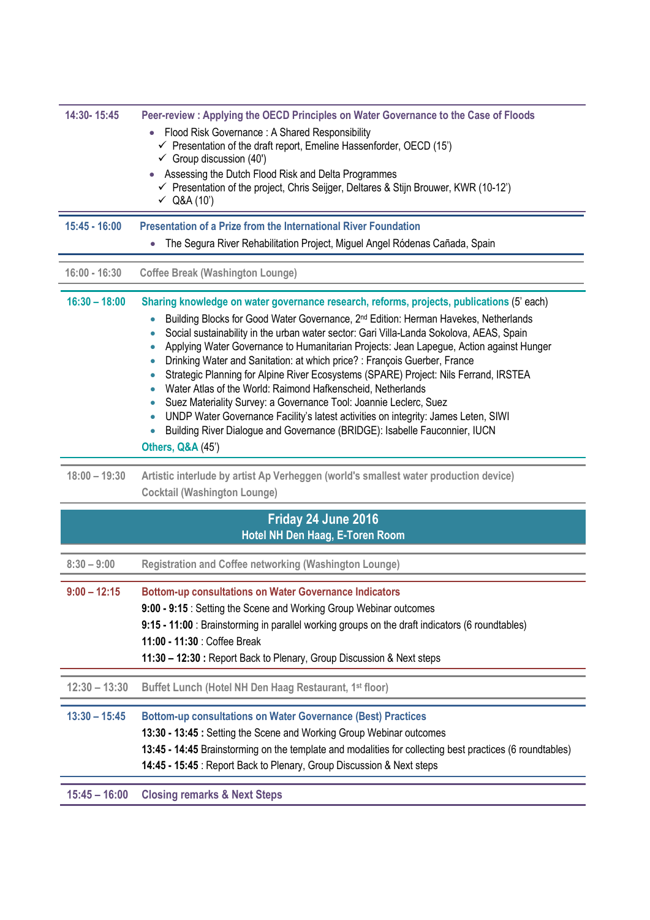**14:30- 15:45** **Peer-review : Applying the OECD Principles on Water Governance to the Case of Floods**

- Flood Risk Governance : A Shared Responsibility
  - ✓ Presentation of the draft report, Emeline Hassenforder, OECD (15')
  - ✓ Group discussion (40')
- Assessing the Dutch Flood Risk and Delta Programmes
  - ✓ Presentation of the project, Chris Seijger, Deltares & Stijn Brouwer, KWR (10-12')
  - ✓ Q&A (10')

**15:45 - 16:00** **Presentation of a Prize from the International River Foundation**

- The Segura River Rehabilitation Project, Miguel Angel Ródenas Cañada, Spain

**16:00 - 16:30** **Coffee Break (Washington Lounge)**

**16:30 – 18:00** **Sharing knowledge on water governance research, reforms, projects, publications** (5' each)

- Building Blocks for Good Water Governance, 2nd Edition: Herman Havekes, Netherlands
- Social sustainability in the urban water sector: Gari Villa-Landa Sokolova, AEAS, Spain
- Applying Water Governance to Humanitarian Projects: Jean Lapegue, Action against Hunger
- Drinking Water and Sanitation: at which price? : François Guerber, France
- Strategic Planning for Alpine River Ecosystems (SPARE) Project: Nils Ferrand, IRSTEA
- Water Atlas of the World: Raimond Hafkenscheid, Netherlands
- Suez Materiality Survey: a Governance Tool: Joannie Leclerc, Suez
- UNDP Water Governance Facility's latest activities on integrity: James Leten, SIWI
- Building River Dialogue and Governance (BRIDGE): Isabelle Fauconnier, IUCN

**Others, Q&A** (45')

**18:00 – 19:30** **Artistic interlude by artist Ap Verheggen (world's smallest water production device)**
**Cocktail (Washington Lounge)**

## Friday 24 June 2016
### Hotel NH Den Haag, E-Toren Room

**8:30 – 9:00** **Registration and Coffee networking (Washington Lounge)**

**9:00 – 12:15** **Bottom-up consultations on Water Governance Indicators**

**9:00 - 9:15** : Setting the Scene and Working Group Webinar outcomes
**9:15 - 11:00** : Brainstorming in parallel working groups on the draft indicators (6 roundtables)
**11:00 - 11:30** : Coffee Break
**11:30 – 12:30** : Report Back to Plenary, Group Discussion & Next steps

**12:30 – 13:30** **Buffet Lunch (Hotel NH Den Haag Restaurant, 1st floor)**

**13:30 – 15:45** **Bottom-up consultations on Water Governance (Best) Practices**

**13:30 - 13:45 :** Setting the Scene and Working Group Webinar outcomes
**13:45 - 14:45** Brainstorming on the template and modalities for collecting best practices (6 roundtables)
**14:45 - 15:45** : Report Back to Plenary, Group Discussion & Next steps

**15:45 – 16:00** **Closing remarks & Next Steps**